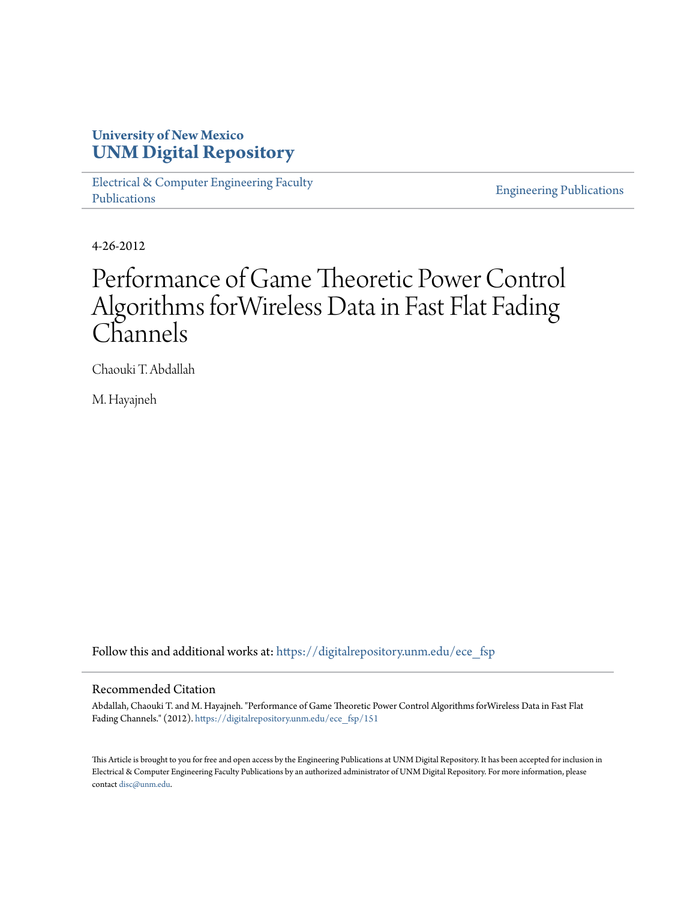University of New Mexico
# UNM Digital Repository

Electrical & Computer Engineering Faculty Publications

Engineering Publications

4-26-2012

# Performance of Game Theoretic Power Control Algorithms forWireless Data in Fast Flat Fading Channels

Chaouki T. Abdallah

M. Hayajneh

Follow this and additional works at: https://digitalrepository.unm.edu/ece_fsp

## Recommended Citation

Abdallah, Chaouki T. and M. Hayajneh. "Performance of Game Theoretic Power Control Algorithms forWireless Data in Fast Flat Fading Channels." (2012). https://digitalrepository.unm.edu/ece_fsp/151

This Article is brought to you for free and open access by the Engineering Publications at UNM Digital Repository. It has been accepted for inclusion in Electrical & Computer Engineering Faculty Publications by an authorized administrator of UNM Digital Repository. For more information, please contact disc@unm.edu.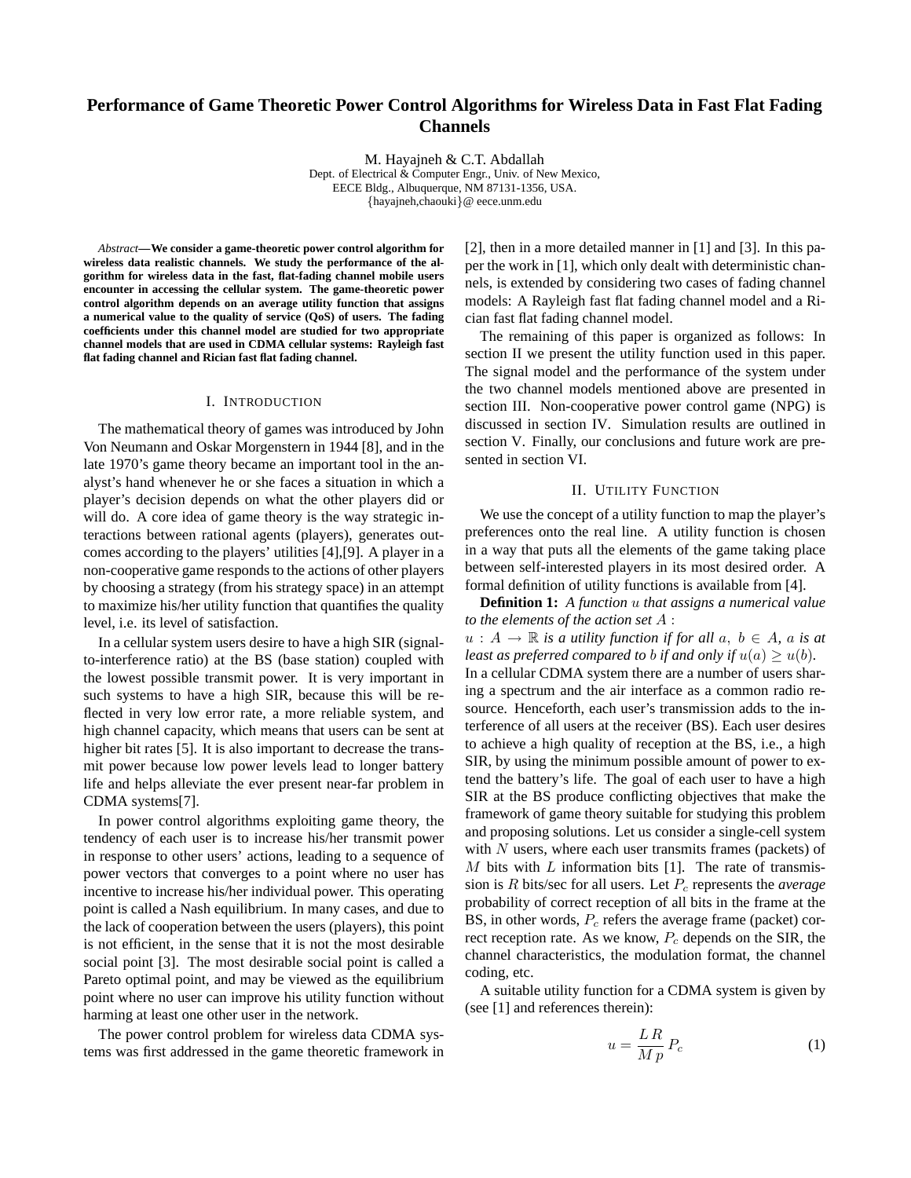# Performance of Game Theoretic Power Control Algorithms for Wireless Data in Fast Flat Fading Channels

M. Hayajneh & C.T. Abdallah
Dept. of Electrical & Computer Engr., Univ. of New Mexico,
EECE Bldg., Albuquerque, NM 87131-1356, USA.
{hayajneh,chaouki}@ eece.unm.edu

*Abstract*—**We consider a game-theoretic power control algorithm for wireless data realistic channels. We study the performance of the algorithm for wireless data in the fast, flat-fading channel mobile users encounter in accessing the cellular system. The game-theoretic power control algorithm depends on an average utility function that assigns a numerical value to the quality of service (QoS) of users. The fading coefficients under this channel model are studied for two appropriate channel models that are used in CDMA cellular systems: Rayleigh fast flat fading channel and Rician fast flat fading channel.**

## I. Introduction

The mathematical theory of games was introduced by John Von Neumann and Oskar Morgenstern in 1944 [8], and in the late 1970's game theory became an important tool in the analyst's hand whenever he or she faces a situation in which a player's decision depends on what the other players did or will do. A core idea of game theory is the way strategic interactions between rational agents (players), generates outcomes according to the players' utilities [4],[9]. A player in a non-cooperative game responds to the actions of other players by choosing a strategy (from his strategy space) in an attempt to maximize his/her utility function that quantifies the quality level, i.e. its level of satisfaction.

In a cellular system users desire to have a high SIR (signal-to-interference ratio) at the BS (base station) coupled with the lowest possible transmit power. It is very important in such systems to have a high SIR, because this will be reflected in very low error rate, a more reliable system, and high channel capacity, which means that users can be sent at higher bit rates [5]. It is also important to decrease the transmit power because low power levels lead to longer battery life and helps alleviate the ever present near-far problem in CDMA systems[7].

In power control algorithms exploiting game theory, the tendency of each user is to increase his/her transmit power in response to other users' actions, leading to a sequence of power vectors that converges to a point where no user has incentive to increase his/her individual power. This operating point is called a Nash equilibrium. In many cases, and due to the lack of cooperation between the users (players), this point is not efficient, in the sense that it is not the most desirable social point [3]. The most desirable social point is called a Pareto optimal point, and may be viewed as the equilibrium point where no user can improve his utility function without harming at least one other user in the network.

The power control problem for wireless data CDMA systems was first addressed in the game theoretic framework in [2], then in a more detailed manner in [1] and [3]. In this paper the work in [1], which only dealt with deterministic channels, is extended by considering two cases of fading channel models: A Rayleigh fast flat fading channel model and a Rician fast flat fading channel model.

The remaining of this paper is organized as follows: In section II we present the utility function used in this paper. The signal model and the performance of the system under the two channel models mentioned above are presented in section III. Non-cooperative power control game (NPG) is discussed in section IV. Simulation results are outlined in section V. Finally, our conclusions and future work are presented in section VI.

## II. Utility Function

We use the concept of a utility function to map the player's preferences onto the real line. A utility function is chosen in a way that puts all the elements of the game taking place between self-interested players in its most desired order. A formal definition of utility functions is available from [4].

**Definition 1:** *A function $u$ that assigns a numerical value to the elements of the action set $A$ :*
*$u : A \rightarrow \mathbb{R}$ is a utility function if for all $a,\ b \in A$, $a$ is at least as preferred compared to $b$ if and only if $u(a) \geq u(b)$.*

In a cellular CDMA system there are a number of users sharing a spectrum and the air interface as a common radio resource. Henceforth, each user's transmission adds to the interference of all users at the receiver (BS). Each user desires to achieve a high quality of reception at the BS, i.e., a high SIR, by using the minimum possible amount of power to extend the battery's life. The goal of each user to have a high SIR at the BS produce conflicting objectives that make the framework of game theory suitable for studying this problem and proposing solutions. Let us consider a single-cell system with $N$ users, where each user transmits frames (packets) of $M$ bits with $L$ information bits [1]. The rate of transmission is $R$ bits/sec for all users. Let $P_c$ represents the *average* probability of correct reception of all bits in the frame at the BS, in other words, $P_c$ refers the average frame (packet) correct reception rate. As we know, $P_c$ depends on the SIR, the channel characteristics, the modulation format, the channel coding, etc.

A suitable utility function for a CDMA system is given by (see [1] and references therein):

$$u = \frac{L\,R}{M\,p}\,P_c \tag{1}$$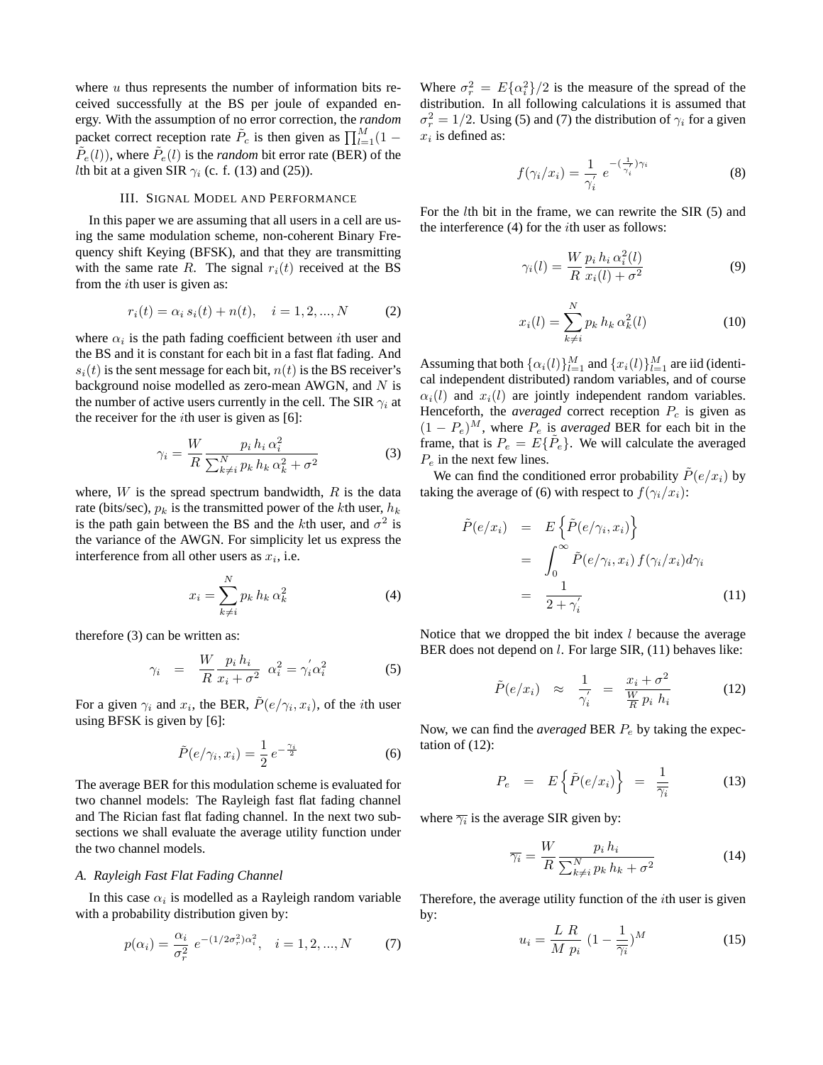where $u$ thus represents the number of information bits received successfully at the BS per joule of expanded energy. With the assumption of no error correction, the ***random*** packet correct reception rate $\tilde{P}_c$ is then given as $\prod_{l=1}^{M}(1 - \tilde{P}_e(l))$, where $\tilde{P}_e(l)$ is the ***random*** bit error rate (BER) of the $l$th bit at a given SIR $\gamma_i$ (c. f. (13) and (25)).

## III. Signal Model and Performance

In this paper we are assuming that all users in a cell are using the same modulation scheme, non-coherent Binary Frequency shift Keying (BFSK), and that they are transmitting with the same rate $R$. The signal $r_i(t)$ received at the BS from the $i$th user is given as:

$$r_i(t) = \alpha_i \, s_i(t) + n(t), \quad i = 1, 2, ..., N \tag{2}$$

where $\alpha_i$ is the path fading coefficient between $i$th user and the BS and it is constant for each bit in a fast flat fading. And $s_i(t)$ is the sent message for each bit, $n(t)$ is the BS receiver's background noise modelled as zero-mean AWGN, and $N$ is the number of active users currently in the cell. The SIR $\gamma_i$ at the receiver for the $i$th user is given as [6]:

$$\gamma_i = \frac{W}{R} \frac{p_i \, h_i \, \alpha_i^2}{\sum_{k \neq i}^{N} p_k \, h_k \, \alpha_k^2 + \sigma^2} \tag{3}$$

where, $W$ is the spread spectrum bandwidth, $R$ is the data rate (bits/sec), $p_k$ is the transmitted power of the $k$th user, $h_k$ is the path gain between the BS and the $k$th user, and $\sigma^2$ is the variance of the AWGN. For simplicity let us express the interference from all other users as $x_i$, i.e.

$$x_i = \sum_{k \neq i}^{N} p_k \, h_k \, \alpha_k^2 \tag{4}$$

therefore (3) can be written as:

$$\gamma_i \;\; = \;\; \frac{W}{R} \frac{p_i \, h_i}{x_i + \sigma^2} \;\; \alpha_i^2 = \gamma_i^{'} \alpha_i^2 \tag{5}$$

For a given $\gamma_i$ and $x_i$, the BER, $\tilde{P}(e/\gamma_i, x_i)$, of the $i$th user using BFSK is given by [6]:

$$\tilde{P}(e/\gamma_i, x_i) = \frac{1}{2} \, e^{-\frac{\gamma_i}{2}} \tag{6}$$

The average BER for this modulation scheme is evaluated for two channel models: The Rayleigh fast flat fading channel and The Rician fast flat fading channel. In the next two subsections we shall evaluate the average utility function under the two channel models.

### A. Rayleigh Fast Flat Fading Channel

In this case $\alpha_i$ is modelled as a Rayleigh random variable with a probability distribution given by:

$$p(\alpha_i) = \frac{\alpha_i}{\sigma_r^2} \; e^{-(1/2\sigma_r^2)\alpha_i^2}, \quad i = 1, 2, ..., N \tag{7}$$

Where $\sigma_r^2 = E\{\alpha_i^2\}/2$ is the measure of the spread of the distribution. In all following calculations it is assumed that $\sigma_r^2 = 1/2$. Using (5) and (7) the distribution of $\gamma_i$ for a given $x_i$ is defined as:

$$f(\gamma_i / x_i) = \frac{1}{\gamma_i^{'}} \; e^{\, -(\frac{1}{\gamma_i^{'}})\gamma_i} \tag{8}$$

For the $l$th bit in the frame, we can rewrite the SIR (5) and the interference (4) for the $i$th user as follows:

$$\gamma_i(l) = \frac{W}{R} \frac{p_i \, h_i \, \alpha_i^2(l)}{x_i(l) + \sigma^2} \tag{9}$$

$$x_i(l) = \sum_{k \neq i}^{N} p_k \, h_k \, \alpha_k^2(l) \tag{10}$$

Assuming that both $\{\alpha_i(l)\}_{l=1}^{M}$ and $\{x_i(l)\}_{l=1}^{M}$ are iid (identical independent distributed) random variables, and of course $\alpha_i(l)$ and $x_i(l)$ are jointly independent random variables. Henceforth, the ***averaged*** correct reception $P_c$ is given as $(1 - P_e)^M$, where $P_e$ is ***averaged*** BER for each bit in the frame, that is $P_e = E\{\tilde{P}_e\}$. We will calculate the averaged $P_e$ in the next few lines.

We can find the conditioned error probability $\tilde{P}(e/x_i)$ by taking the average of (6) with respect to $f(\gamma_i/x_i)$:

$$\begin{aligned}
\tilde{P}(e/x_i) \;\; &= \;\; E\left\{\tilde{P}(e/\gamma_i, x_i)\right\} \\
&= \;\; \int_0^{\infty} \tilde{P}(e/\gamma_i, x_i) \, f(\gamma_i/x_i) d\gamma_i \\
&= \;\; \frac{1}{2 + \gamma_i^{'}}
\end{aligned} \tag{11}$$

Notice that we dropped the bit index $l$ because the average BER does not depend on $l$. For large SIR, (11) behaves like:

$$\tilde{P}(e/x_i) \;\; \approx \;\; \frac{1}{\gamma_i^{'}} \;\; = \;\; \frac{x_i + \sigma^2}{\frac{W}{R} \, p_i \; h_i} \tag{12}$$

Now, we can find the ***averaged*** BER $P_e$ by taking the expectation of (12):

$$P_e \;\; = \;\; E\left\{\tilde{P}(e/x_i)\right\} \;\; = \;\; \frac{1}{\overline{\gamma_i}} \tag{13}$$

where $\overline{\gamma_i}$ is the average SIR given by:

$$\overline{\gamma_i} = \frac{W}{R} \frac{p_i \, h_i}{\sum_{k \neq i}^{N} p_k \, h_k + \sigma^2} \tag{14}$$

Therefore, the average utility function of the $i$th user is given by:

$$u_i = \frac{L \; R}{M \; p_i} \; (1 - \frac{1}{\overline{\gamma_i}})^M \tag{15}$$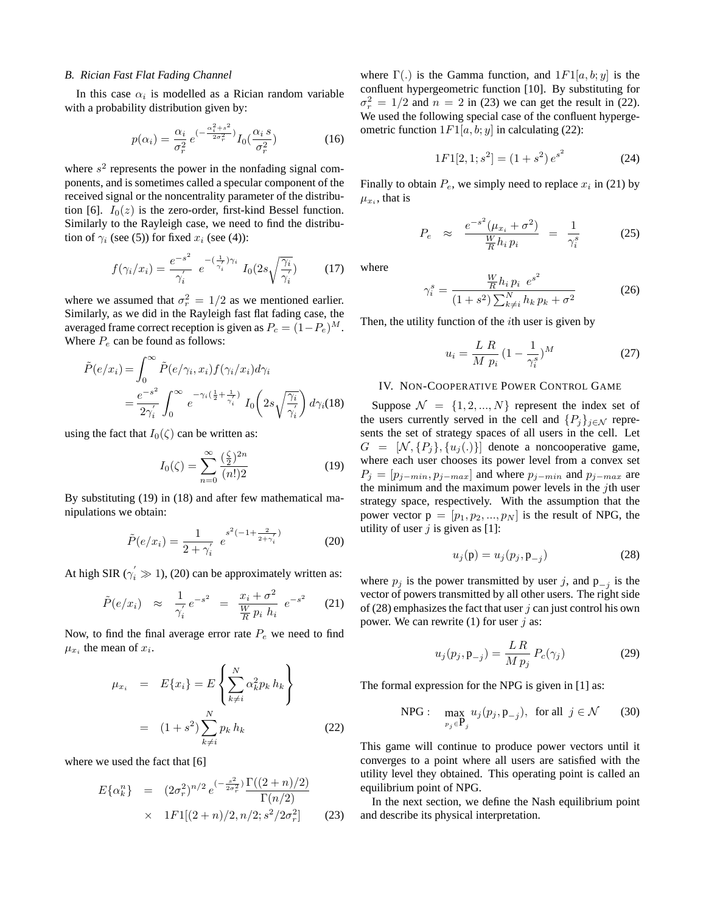### B. Rician Fast Flat Fading Channel

In this case $\alpha_i$ is modelled as a Rician random variable with a probability distribution given by:

$$p(\alpha_i) = \frac{\alpha_i}{\sigma_r^2}\, e^{(-\frac{\alpha_i^2+s^2}{2\sigma_r^2})} I_0(\frac{\alpha_i\, s}{\sigma_r^2}) \tag{16}$$

where $s^2$ represents the power in the nonfading signal components, and is sometimes called a specular component of the received signal or the noncentrality parameter of the distribution [6]. $I_0(z)$ is the zero-order, first-kind Bessel function. Similarly to the Rayleigh case, we need to find the distribution of $\gamma_i$ (see (5)) for fixed $x_i$ (see (4)):

$$f(\gamma_i/x_i) = \frac{e^{-s^2}}{\gamma_i^{'}}\;\; e^{-(\frac{1}{\gamma_i^{'}})\gamma_i}\;\; I_0(2s\sqrt{\frac{\gamma_i}{\gamma_i^{'}}}) \tag{17}$$

where we assumed that $\sigma_r^2 = 1/2$ as we mentioned earlier. Similarly, as we did in the Rayleigh fast flat fading case, the averaged frame correct reception is given as $P_c = (1-P_e)^M$. Where $P_e$ can be found as follows:

$$\begin{aligned}\tilde{P}(e/x_i) &= \int_0^{\infty} \tilde{P}(e/\gamma_i, x_i) f(\gamma_i/x_i) d\gamma_i \\ &= \frac{e^{-s^2}}{2\gamma_i^{'}} \int_0^{\infty} e^{-\gamma_i(\frac{1}{2}+\frac{1}{\gamma_i^{'}})}\; I_0\left(2s\sqrt{\frac{\gamma_i}{\gamma_i^{'}}}\right) d\gamma_i\end{aligned} \tag{18}$$

using the fact that $I_0(\zeta)$ can be written as:

$$I_0(\zeta) = \sum_{n=0}^{\infty} \frac{(\frac{\zeta}{2})^{2n}}{(n!)2} \tag{19}$$

By substituting (19) in (18) and after few mathematical manipulations we obtain:

$$\tilde{P}(e/x_i) = \frac{1}{2+\gamma_i^{'}}\;\; e^{s^2(-1+\frac{2}{2+\gamma_i^{'}})} \tag{20}$$

At high SIR ($\gamma_i^{'} \gg 1$), (20) can be approximately written as:

$$\tilde{P}(e/x_i) \;\;\approx\;\; \frac{1}{\gamma_i^{'}}\, e^{-s^2} \;\;=\;\; \frac{x_i+\sigma^2}{\frac{W}{R}\, p_i\; h_i}\;\, e^{-s^2} \tag{21}$$

Now, to find the final average error rate $P_e$ we need to find $\mu_{x_i}$ the mean of $x_i$.

$$\begin{aligned}\mu_{x_i} &= E\{x_i\} = E\left\{\sum_{k\neq i}^{N} \alpha_k^2 p_k\, h_k\right\} \\ &= (1+s^2)\sum_{k\neq i}^{N} p_k\, h_k\end{aligned} \tag{22}$$

where we used the fact that [6]

$$\begin{aligned}E\{\alpha_k^n\} &= (2\sigma_r^2)^{n/2}\, e^{(-\frac{s^2}{2\sigma_r^2})} \frac{\Gamma((2+n)/2)}{\Gamma(n/2)} \\ &\times\;\; 1F1[(2+n)/2, n/2; s^2/2\sigma_r^2]\end{aligned} \tag{23}$$

where $\Gamma(.)$ is the Gamma function, and $1F1[a,b;y]$ is the confluent hypergeometric function [10]. By substituting for $\sigma_r^2 = 1/2$ and $n = 2$ in (23) we can get the result in (22). We used the following special case of the confluent hypergeometric function $1F1[a,b;y]$ in calculating (22):

$$1F1[2,1;s^2] = (1+s^2)\, e^{s^2} \tag{24}$$

Finally to obtain $P_e$, we simply need to replace $x_i$ in (21) by $\mu_{x_i}$, that is

$$P_e \;\;\approx\;\; \frac{e^{-s^2}(\mu_{x_i}+\sigma^2)}{\frac{W}{R} h_i\, p_i} \;\;=\;\; \frac{1}{\gamma_i^s} \tag{25}$$

where

$$\gamma_i^s = \frac{\frac{W}{R} h_i\, p_i\;\; e^{s^2}}{(1+s^2)\sum_{k\neq i}^{N} h_k\, p_k + \sigma^2} \tag{26}$$

Then, the utility function of the $i$th user is given by

$$u_i = \frac{L\; R}{M\;\, p_i}\,(1-\frac{1}{\gamma_i^s})^M \tag{27}$$

## IV. Non-Cooperative Power Control Game

Suppose $\mathcal{N} = \{1, 2, ..., N\}$ represent the index set of the users currently served in the cell and $\{P_j\}_{j\in\mathcal{N}}$ represents the set of strategy spaces of all users in the cell. Let $G = [\mathcal{N}, \{P_j\}, \{u_j(.)\}]$ denote a noncooperative game, where each user chooses its power level from a convex set $P_j = [p_{j-min}, p_{j-max}]$ and where $p_{j-min}$ and $p_{j-max}$ are the minimum and the maximum power levels in the $j$th user strategy space, respectively. With the assumption that the power vector $\mathrm{p} = [p_1, p_2, ..., p_N]$ is the result of NPG, the utility of user $j$ is given as [1]:

$$u_j(\mathrm{p}) = u_j(p_j, \mathrm{p}_{-j}) \tag{28}$$

where $p_j$ is the power transmitted by user $j$, and $\mathrm{p}_{-j}$ is the vector of powers transmitted by all other users. The right side of (28) emphasizes the fact that user $j$ can just control his own power. We can rewrite (1) for user $j$ as:

$$u_j(p_j, \mathrm{p}_{-j}) = \frac{L\, R}{M\, p_j}\, P_c(\gamma_j) \tag{29}$$

The formal expression for the NPG is given in [1] as:

$$\text{NPG}: \quad \max_{p_j\in \mathbf{P}_j} u_j(p_j, \mathrm{p}_{-j}), \;\; \text{for all}\;\; j\in\mathcal{N} \tag{30}$$

This game will continue to produce power vectors until it converges to a point where all users are satisfied with the utility level they obtained. This operating point is called an equilibrium point of NPG.

In the next section, we define the Nash equilibrium point and describe its physical interpretation.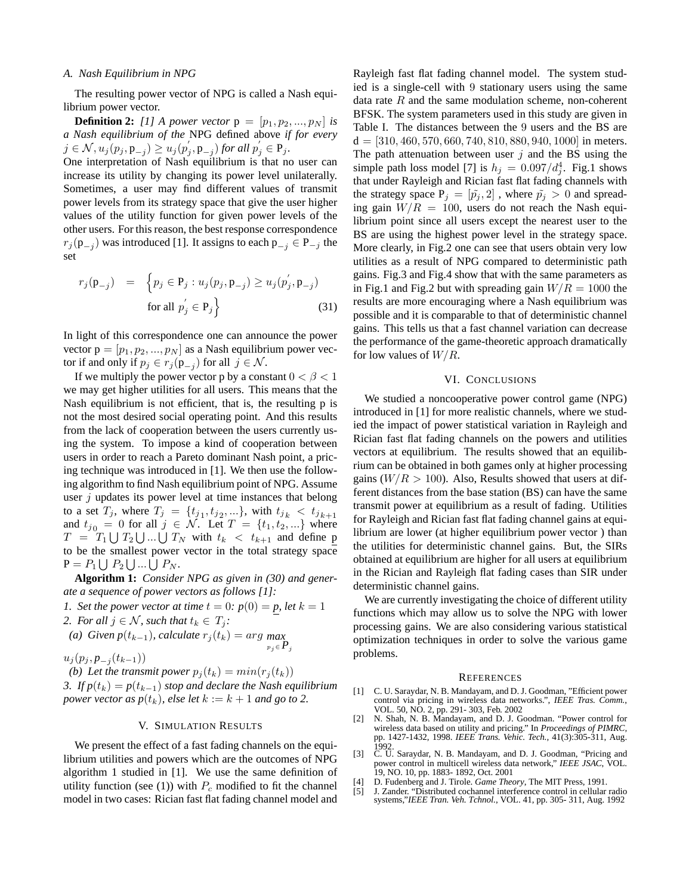### A. Nash Equilibrium in NPG

The resulting power vector of NPG is called a Nash equilibrium power vector.

**Definition 2:** *[1] A power vector* $\mathrm{p} = [p_1, p_2, ..., p_N]$ *is a Nash equilibrium of the* NPG defined above *if for every* $j \in \mathcal{N}, u_j(p_j, \mathrm{p}_{-j}) \geq u_j(p_j^{'}, \mathrm{p}_{-j})$ *for all* $p_j^{'} \in \mathrm{P}_j$.

One interpretation of Nash equilibrium is that no user can increase its utility by changing its power level unilaterally. Sometimes, a user may find different values of transmit power levels from its strategy space that give the user higher values of the utility function for given power levels of the other users. For this reason, the best response correspondence $r_j(\mathrm{p}_{-j})$ was introduced [1]. It assigns to each $\mathrm{p}_{-j} \in \mathrm{P}_{-j}$ the set

$$r_j(\mathrm{p}_{-j}) = \Big\{ p_j \in \mathrm{P}_j : u_j(p_j, \mathrm{p}_{-j}) \geq u_j(p_j^{'}, \mathrm{p}_{-j}) \text{ for all } p_j^{'} \in \mathrm{P}_j \Big\} \quad (31)$$

In light of this correspondence one can announce the power vector $\mathrm{p} = [p_1, p_2, ..., p_N]$ as a Nash equilibrium power vector if and only if $p_j \in r_j(\mathrm{p}_{-j})$ for all $j \in \mathcal{N}$.

If we multiply the power vector p by a constant $0 < \beta < 1$ we may get higher utilities for all users. This means that the Nash equilibrium is not efficient, that is, the resulting p is not the most desired social operating point. And this results from the lack of cooperation between the users currently using the system. To impose a kind of cooperation between users in order to reach a Pareto dominant Nash point, a pricing technique was introduced in [1]. We then use the following algorithm to find Nash equilibrium point of NPG. Assume user $j$ updates its power level at time instances that belong to a set $T_j$, where $T_j = \{t_{j1}, t_{j2}, ...\}$, with $t_{j_k} < t_{j_{k+1}}$ and $t_{j_0} = 0$ for all $j \in \mathcal{N}$. Let $T = \{t_1, t_2, ...\}$ where $T = T_1 \bigcup T_2 \bigcup ... \bigcup T_N$ with $t_k < t_{k+1}$ and define $\underline{\mathrm{p}}$ to be the smallest power vector in the total strategy space $\mathrm{P} = P_1 \bigcup P_2 \bigcup ... \bigcup P_N$.

**Algorithm 1:** *Consider NPG as given in (30) and generate a sequence of power vectors as follows [1]:*

*1. Set the power vector at time* $t = 0$*:* $p(0) = \underline{p}$*, let* $k = 1$

*2. For all* $j \in \mathcal{N}$*, such that* $t_k \in T_j$*:*

*(a) Given* $p(t_{k-1})$*, calculate* $r_j(t_k) = arg \max_{p_j \in P_j} u_j(p_j, p_{-j}(t_{k-1}))$

*(b) Let the transmit power* $p_j(t_k) = min(r_j(t_k))$

*3. If* $p(t_k) = p(t_{k-1})$ *stop and declare the Nash equilibrium power vector as* $p(t_k)$*, else let* $k := k+1$ *and go to 2.*

## V. Simulation Results

We present the effect of a fast fading channels on the equilibrium utilities and powers which are the outcomes of NPG algorithm 1 studied in [1]. We use the same definition of utility function (see (1)) with $P_c$ modified to fit the channel model in two cases: Rician fast flat fading channel model and Rayleigh fast flat fading channel model. The system studied is a single-cell with 9 stationary users using the same data rate $R$ and the same modulation scheme, non-coherent BFSK. The system parameters used in this study are given in Table I. The distances between the 9 users and the BS are $\mathrm{d} = [310, 460, 570, 660, 740, 810, 880, 940, 1000]$ in meters. The path attenuation between user $j$ and the BS using the simple path loss model [7] is $h_j = 0.097/d_j^4$. Fig.1 shows that under Rayleigh and Rician fast flat fading channels with the strategy space $\mathrm{P}_j = [\tilde{p_j}, 2]$ , where $\tilde{p_j} > 0$ and spreading gain $W/R = 100$, users do not reach the Nash equilibrium point since all users except the nearest user to the BS are using the highest power level in the strategy space. More clearly, in Fig.2 one can see that users obtain very low utilities as a result of NPG compared to deterministic path gains. Fig.3 and Fig.4 show that with the same parameters as in Fig.1 and Fig.2 but with spreading gain $W/R = 1000$ the results are more encouraging where a Nash equilibrium was possible and it is comparable to that of deterministic channel gains. This tells us that a fast channel variation can decrease the performance of the game-theoretic approach dramatically for low values of $W/R$.

## VI. Conclusions

We studied a noncooperative power control game (NPG) introduced in [1] for more realistic channels, where we studied the impact of power statistical variation in Rayleigh and Rician fast flat fading channels on the powers and utilities vectors at equilibrium. The results showed that an equilibrium can be obtained in both games only at higher processing gains ($W/R > 100$). Also, Results showed that users at different distances from the base station (BS) can have the same transmit power at equilibrium as a result of fading. Utilities for Rayleigh and Rician fast flat fading channel gains at equilibrium are lower (at higher equilibrium power vector ) than the utilities for deterministic channel gains. But, the SIRs obtained at equilibrium are higher for all users at equilibrium in the Rician and Rayleigh flat fading cases than SIR under deterministic channel gains.

We are currently investigating the choice of different utility functions which may allow us to solve the NPG with lower processing gains. We are also considering various statistical optimization techniques in order to solve the various game problems.

## References

[1] C. U. Saraydar, N. B. Mandayam, and D. J. Goodman, "Efficient power control via pricing in wireless data networks.", *IEEE Tras. Comm.*, VOL. 50, NO. 2, pp. 291- 303, Feb. 2002

[2] N. Shah, N. B. Mandayam, and D. J. Goodman. "Power control for wireless data based on utility and pricing." In *Proceedings of PIMRC*, pp. 1427-1432, 1998. *IEEE Trans. Vehic. Tech.*, 41(3):305-311, Aug. 1992.

[3] C. U. Saraydar, N. B. Mandayam, and D. J. Goodman, "Pricing and power control in multicell wireless data network," *IEEE JSAC*, VOL. 19, NO. 10, pp. 1883- 1892, Oct. 2001

[4] D. Fudenberg and J. Tirole. *Game Theory*, The MIT Press, 1991.

[5] J. Zander. "Distributed cochannel interference control in cellular radio systems,"*IEEE Tran. Veh. Tchnol.*, VOL. 41, pp. 305- 311, Aug. 1992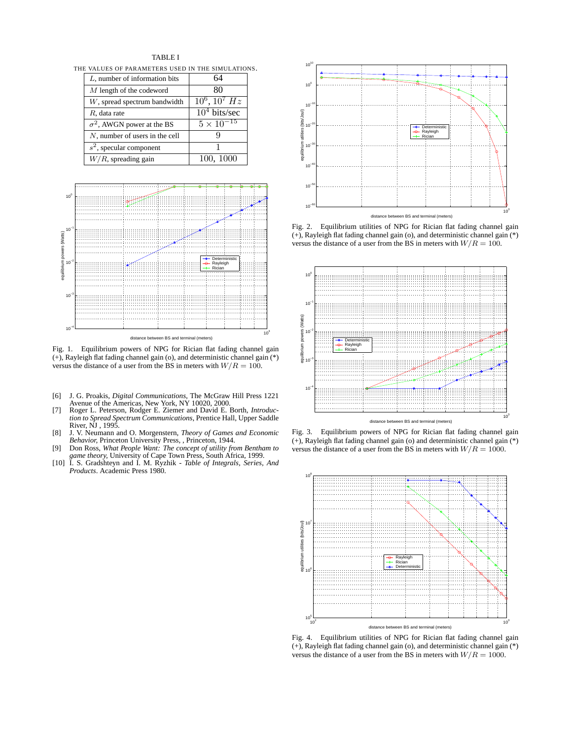TABLE I

THE VALUES OF PARAMETERS USED IN THE SIMULATIONS.

| | |
|---|---|
| $L$, number of information bits | 64 |
| $M$ length of the codeword | 80 |
| $W$, spread spectrum bandwidth | $10^6$, $10^7$ $Hz$ |
| $R$, data rate | $10^4$ bits/sec |
| $\sigma^2$, AWGN power at the BS | $5 \times 10^{-15}$ |
| $N$, number of users in the cell | 9 |
| $s^2$, specular component | 1 |
| $W/R$, spreading gain | 100, 1000 |

equilibrium powers (Watts)

distance between BS and terminal (meters)

Deterministic
Rayleigh
Rician

Fig. 1. Equilibrium powers of NPG for Rician flat fading channel gain (+), Rayleigh flat fading channel gain (o), and deterministic channel gain (*) versus the distance of a user from the BS in meters with $W/R = 100$.

equilibrium utilities (bits/Joul)

distance between BS and terminal (meters)

Deterministic
Rayleigh
Rician

Fig. 2. Equilibrium utilities of NPG for Rician flat fading channel gain (+), Rayleigh flat fading channel gain (o), and deterministic channel gain (*) versus the distance of a user from the BS in meters with $W/R = 100$.

equilibrium powers (Watts)

distance between BS and terminal (meters)

Deterministic
Rayleigh
Rician

Fig. 3. Equilibrium powers of NPG for Rician flat fading channel gain (+), Rayleigh flat fading channel gain (o) and deterministic channel gain (*) versus the distance of a user from the BS in meters with $W/R = 1000$.

equilibrium utilities (bits/Joul)

distance between BS and terminal (meters)

Rayleigh
Rician
Deterministic

Fig. 4. Equilibrium utilities of NPG for Rician flat fading channel gain (+), Rayleigh flat fading channel gain (o), and deterministic channel gain (*) versus the distance of a user from the BS in meters with $W/R = 1000$.

[6] J. G. Proakis, *Digital Communications*, The McGraw Hill Press 1221 Avenue of the Americas, New York, NY 10020, 2000.

[7] Roger L. Peterson, Rodger E. Ziemer and David E. Borth, *Introduction to Spread Spectrum Communications*, Prentice Hall, Upper Saddle River, NJ , 1995.

[8] J. V. Neumann and O. Morgenstern, *Theory of Games and Economic Behavior*, Princeton University Press, , Princeton, 1944.

[9] Don Ross, *What People Want: The concept of utility from Bentham to game theory*, University of Cape Town Press, South Africa, 1999.

[10] I. S. Gradshteyn and I. M. Ryzhik - *Table of Integrals, Series, And Products*. Academic Press 1980.